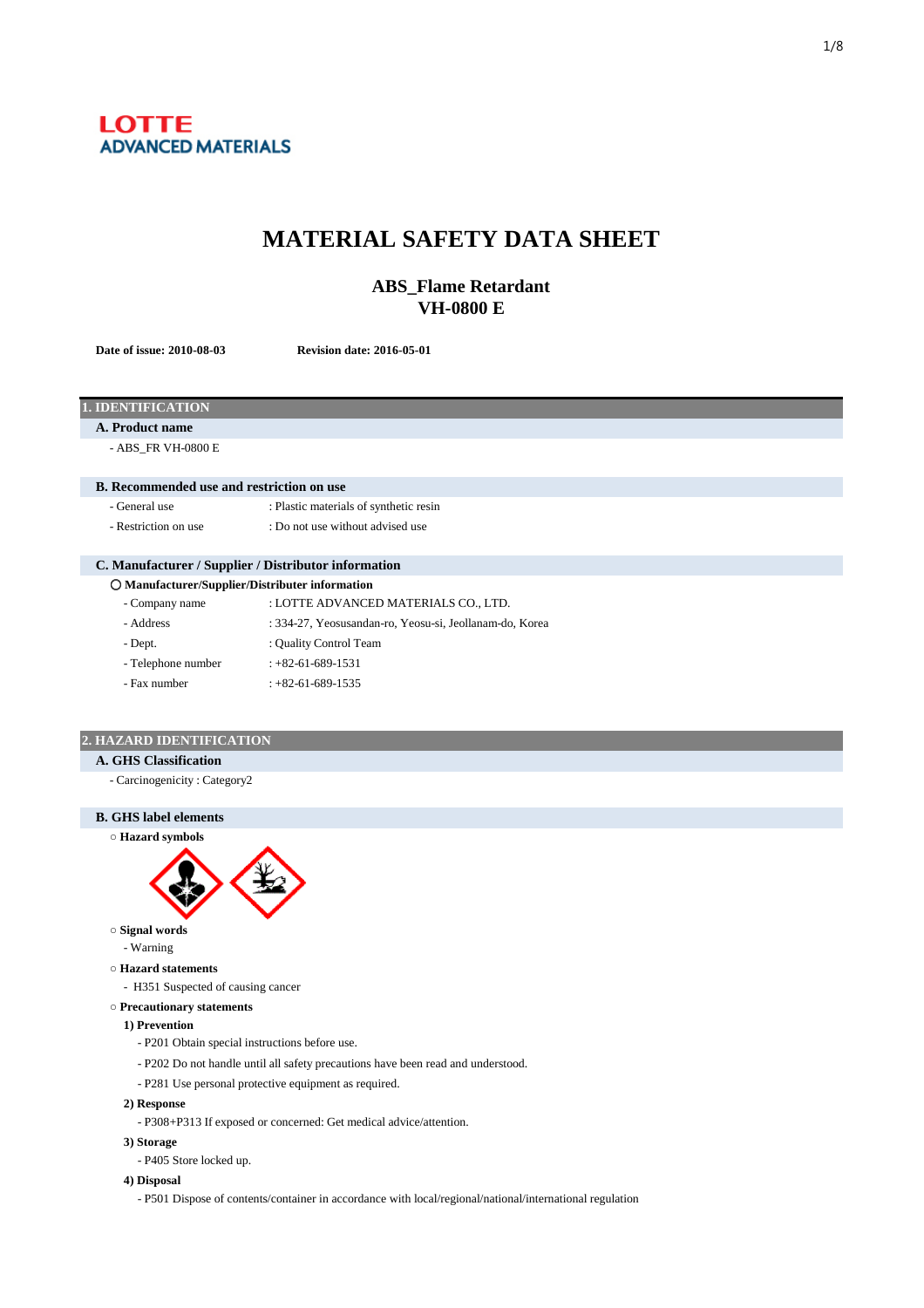LOTTE
ADVANCED MATERIALS

# MATERIAL SAFETY DATA SHEET

## ABS_Flame Retardant
## VH-0800 E

**Date of issue: 2010-08-03** **Revision date: 2016-05-01**

## 1. IDENTIFICATION

### A. Product name

- ABS_FR VH-0800 E

### B. Recommended use and restriction on use

- General use : Plastic materials of synthetic resin
- Restriction on use : Do not use without advised use

### C. Manufacturer / Supplier / Distributor information

○ **Manufacturer/Supplier/Distributer information**

- Company name : LOTTE ADVANCED MATERIALS CO., LTD.
- Address : 334-27, Yeosusandan-ro, Yeosu-si, Jeollanam-do, Korea
- Dept. : Quality Control Team
- Telephone number : +82-61-689-1531
- Fax number : +82-61-689-1535

## 2. HAZARD IDENTIFICATION

### A. GHS Classification

- Carcinogenicity : Category2

### B. GHS label elements

○ **Hazard symbols**

○ **Signal words**

- Warning

○ **Hazard statements**

- H351 Suspected of causing cancer

○ **Precautionary statements**

**1) Prevention**

- P201 Obtain special instructions before use.
- P202 Do not handle until all safety precautions have been read and understood.
- P281 Use personal protective equipment as required.

**2) Response**

- P308+P313 If exposed or concerned: Get medical advice/attention.

**3) Storage**

- P405 Store locked up.

**4) Disposal**

- P501 Dispose of contents/container in accordance with local/regional/national/international regulation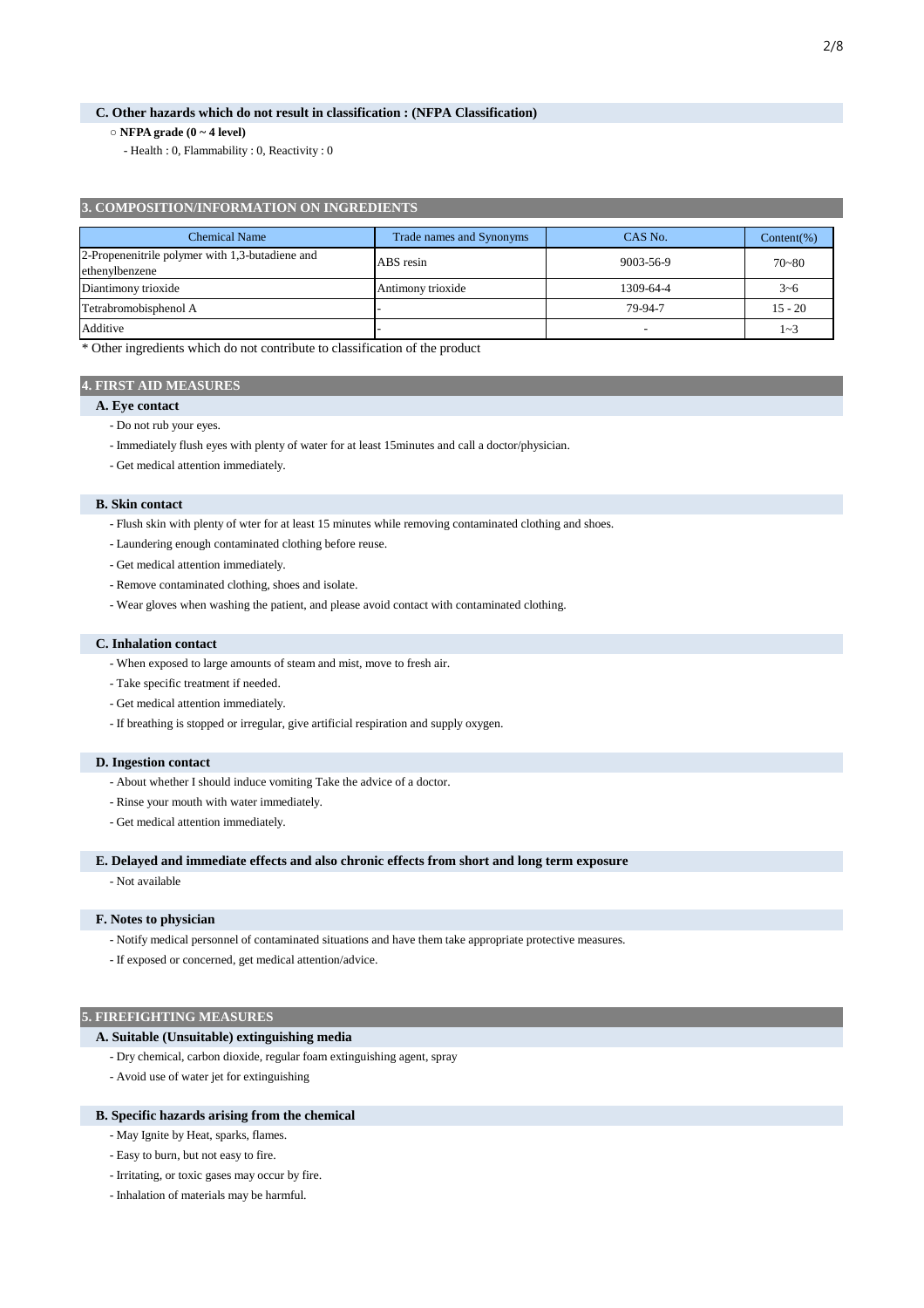### C. Other hazards which do not result in classification : (NFPA Classification)

○ **NFPA grade (0 ~ 4 level)**

- Health : 0, Flammability : 0, Reactivity : 0

## 3. COMPOSITION/INFORMATION ON INGREDIENTS

| Chemical Name | Trade names and Synonyms | CAS No. | Content(%) |
|---|---|---|---|
| 2-Propenenitrile polymer with 1,3-butadiene and ethenylbenzene | ABS resin | 9003-56-9 | 70~80 |
| Diantimony trioxide | Antimony trioxide | 1309-64-4 | 3~6 |
| Tetrabromobisphenol A | - | 79-94-7 | 15 - 20 |
| Additive | - | - | 1~3 |

* Other ingredients which do not contribute to classification of the product

## 4. FIRST AID MEASURES

### A. Eye contact

- Do not rub your eyes.
- Immediately flush eyes with plenty of water for at least 15minutes and call a doctor/physician.
- Get medical attention immediately.

### B. Skin contact

- Flush skin with plenty of wter for at least 15 minutes while removing contaminated clothing and shoes.
- Laundering enough contaminated clothing before reuse.
- Get medical attention immediately.
- Remove contaminated clothing, shoes and isolate.
- Wear gloves when washing the patient, and please avoid contact with contaminated clothing.

### C. Inhalation contact

- When exposed to large amounts of steam and mist, move to fresh air.
- Take specific treatment if needed.
- Get medical attention immediately.
- If breathing is stopped or irregular, give artificial respiration and supply oxygen.

### D. Ingestion contact

- About whether I should induce vomiting Take the advice of a doctor.
- Rinse your mouth with water immediately.
- Get medical attention immediately.

### E. Delayed and immediate effects and also chronic effects from short and long term exposure

- Not available

### F. Notes to physician

- Notify medical personnel of contaminated situations and have them take appropriate protective measures.
- If exposed or concerned, get medical attention/advice.

## 5. FIREFIGHTING MEASURES

### A. Suitable (Unsuitable) extinguishing media

- Dry chemical, carbon dioxide, regular foam extinguishing agent, spray
- Avoid use of water jet for extinguishing

### B. Specific hazards arising from the chemical

- May Ignite by Heat, sparks, flames.
- Easy to burn, but not easy to fire.
- Irritating, or toxic gases may occur by fire.
- Inhalation of materials may be harmful.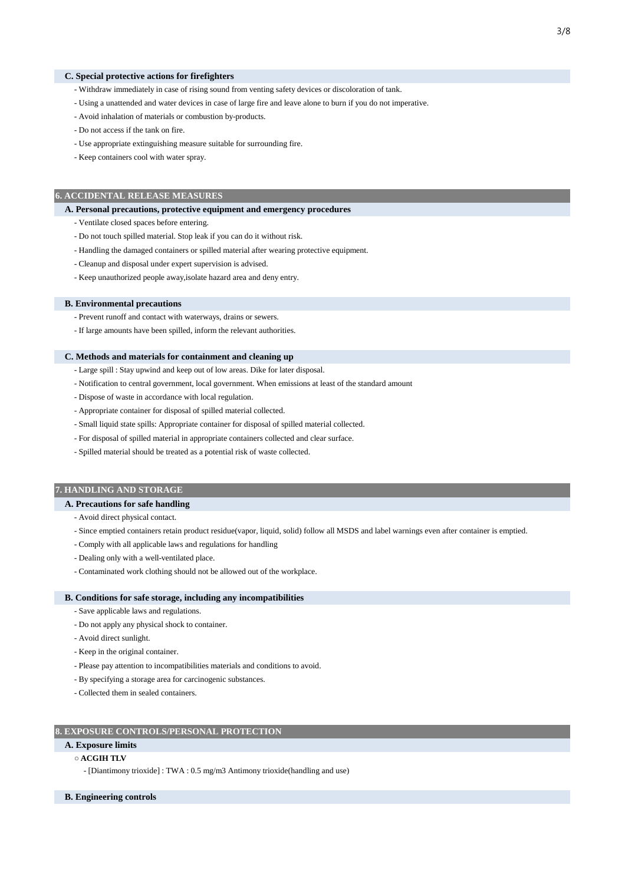### C. Special protective actions for firefighters

- Withdraw immediately in case of rising sound from venting safety devices or discoloration of tank.
- Using a unattended and water devices in case of large fire and leave alone to burn if you do not imperative.
- Avoid inhalation of materials or combustion by-products.
- Do not access if the tank on fire.
- Use appropriate extinguishing measure suitable for surrounding fire.
- Keep containers cool with water spray.

## 6. ACCIDENTAL RELEASE MEASURES

### A. Personal precautions, protective equipment and emergency procedures

- Ventilate closed spaces before entering.
- Do not touch spilled material. Stop leak if you can do it without risk.
- Handling the damaged containers or spilled material after wearing protective equipment.
- Cleanup and disposal under expert supervision is advised.
- Keep unauthorized people away,isolate hazard area and deny entry.

### B. Environmental precautions

- Prevent runoff and contact with waterways, drains or sewers.
- If large amounts have been spilled, inform the relevant authorities.

### C. Methods and materials for containment and cleaning up

- Large spill : Stay upwind and keep out of low areas. Dike for later disposal.
- Notification to central government, local government. When emissions at least of the standard amount
- Dispose of waste in accordance with local regulation.
- Appropriate container for disposal of spilled material collected.
- Small liquid state spills: Appropriate container for disposal of spilled material collected.
- For disposal of spilled material in appropriate containers collected and clear surface.
- Spilled material should be treated as a potential risk of waste collected.

## 7. HANDLING AND STORAGE

### A. Precautions for safe handling

- Avoid direct physical contact.
- Since emptied containers retain product residue(vapor, liquid, solid) follow all MSDS and label warnings even after container is emptied.
- Comply with all applicable laws and regulations for handling
- Dealing only with a well-ventilated place.
- Contaminated work clothing should not be allowed out of the workplace.

### B. Conditions for safe storage, including any incompatibilities

- Save applicable laws and regulations.
- Do not apply any physical shock to container.
- Avoid direct sunlight.
- Keep in the original container.
- Please pay attention to incompatibilities materials and conditions to avoid.
- By specifying a storage area for carcinogenic substances.
- Collected them in sealed containers.

## 8. EXPOSURE CONTROLS/PERSONAL PROTECTION

### A. Exposure limits

○ **ACGIH TLV**

- [Diantimony trioxide] : TWA : 0.5 mg/m3 Antimony trioxide(handling and use)

### B. Engineering controls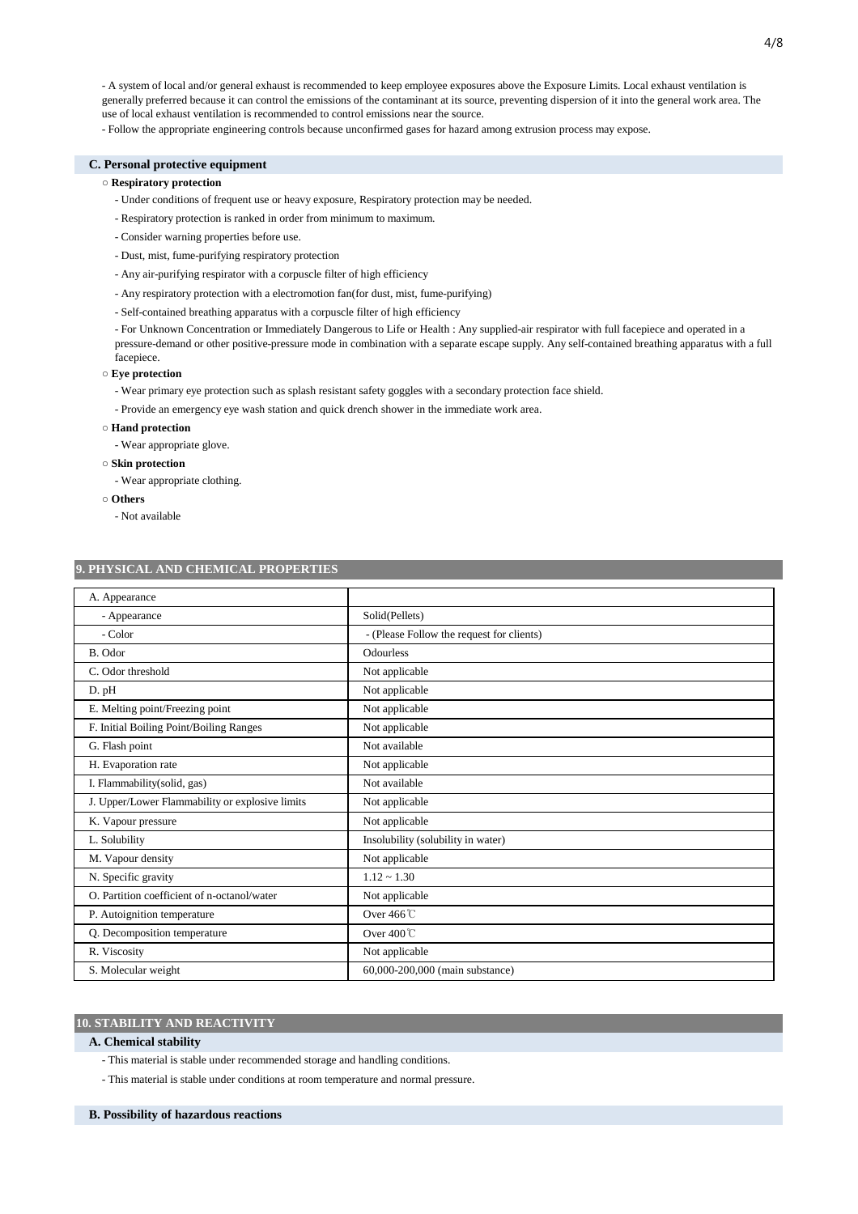- A system of local and/or general exhaust is recommended to keep employee exposures above the Exposure Limits. Local exhaust ventilation is generally preferred because it can control the emissions of the contaminant at its source, preventing dispersion of it into the general work area. The use of local exhaust ventilation is recommended to control emissions near the source.

- Follow the appropriate engineering controls because unconfirmed gases for hazard among extrusion process may expose.

### C. Personal protective equipment

○ **Respiratory protection**

- Under conditions of frequent use or heavy exposure, Respiratory protection may be needed.
- Respiratory protection is ranked in order from minimum to maximum.
- Consider warning properties before use.
- Dust, mist, fume-purifying respiratory protection
- Any air-purifying respirator with a corpuscle filter of high efficiency
- Any respiratory protection with a electromotion fan(for dust, mist, fume-purifying)
- Self-contained breathing apparatus with a corpuscle filter of high efficiency
- For Unknown Concentration or Immediately Dangerous to Life or Health : Any supplied-air respirator with full facepiece and operated in a pressure-demand or other positive-pressure mode in combination with a separate escape supply. Any self-contained breathing apparatus with a full facepiece.

○ **Eye protection**

- Wear primary eye protection such as splash resistant safety goggles with a secondary protection face shield.
- Provide an emergency eye wash station and quick drench shower in the immediate work area.

○ **Hand protection**

- Wear appropriate glove.

○ **Skin protection**

- Wear appropriate clothing.

○ **Others**

- Not available

## 9. PHYSICAL AND CHEMICAL PROPERTIES

| A. Appearance | |
|---|---|
| - Appearance | Solid(Pellets) |
| - Color | - (Please Follow the request for clients) |
| B. Odor | Odourless |
| C. Odor threshold | Not applicable |
| D. pH | Not applicable |
| E. Melting point/Freezing point | Not applicable |
| F. Initial Boiling Point/Boiling Ranges | Not applicable |
| G. Flash point | Not available |
| H. Evaporation rate | Not applicable |
| I. Flammability(solid, gas) | Not available |
| J. Upper/Lower Flammability or explosive limits | Not applicable |
| K. Vapour pressure | Not applicable |
| L. Solubility | Insolubility (solubility in water) |
| M. Vapour density | Not applicable |
| N. Specific gravity | 1.12 ~ 1.30 |
| O. Partition coefficient of n-octanol/water | Not applicable |
| P. Autoignition temperature | Over 466℃ |
| Q. Decomposition temperature | Over 400℃ |
| R. Viscosity | Not applicable |
| S. Molecular weight | 60,000-200,000 (main substance) |

## 10. STABILITY AND REACTIVITY

### A. Chemical stability

- This material is stable under recommended storage and handling conditions.
- This material is stable under conditions at room temperature and normal pressure.

### B. Possibility of hazardous reactions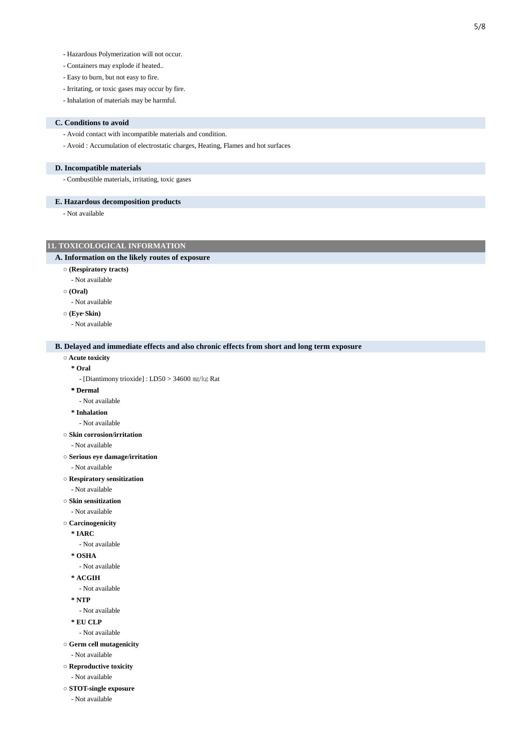- Hazardous Polymerization will not occur.
- Containers may explode if heated..
- Easy to burn, but not easy to fire.
- Irritating, or toxic gases may occur by fire.
- Inhalation of materials may be harmful.

### C. Conditions to avoid

- Avoid contact with incompatible materials and condition.
- Avoid : Accumulation of electrostatic charges, Heating, Flames and hot surfaces

### D. Incompatible materials

- Combustible materials, irritating, toxic gases

### E. Hazardous decomposition products

- Not available

## 11. TOXICOLOGICAL INFORMATION

### A. Information on the likely routes of exposure

○ **(Respiratory tracts)**

- Not available

○ **(Oral)**

- Not available

○ **(Eye·Skin)**

- Not available

### B. Delayed and immediate effects and also chronic effects from short and long term exposure

○ **Acute toxicity**

**\* Oral**

- [Diantimony trioxide] : LD50 > 34600 ㎎/㎏ Rat

**\* Dermal**

- Not available

**\* Inhalation**

- Not available

○ **Skin corrosion/irritation**

- Not available

○ **Serious eye damage/irritation**

- Not available

○ **Respiratory sensitization**

- Not available

○ **Skin sensitization**

- Not available

○ **Carcinogenicity**

**\* IARC**

- Not available

**\* OSHA**

- Not available

**\* ACGIH**

- Not available

**\* NTP**

- Not available

**\* EU CLP**

- Not available

○ **Germ cell mutagenicity**

- Not available

○ **Reproductive toxicity**

- Not available

○ **STOT-single exposure**

- Not available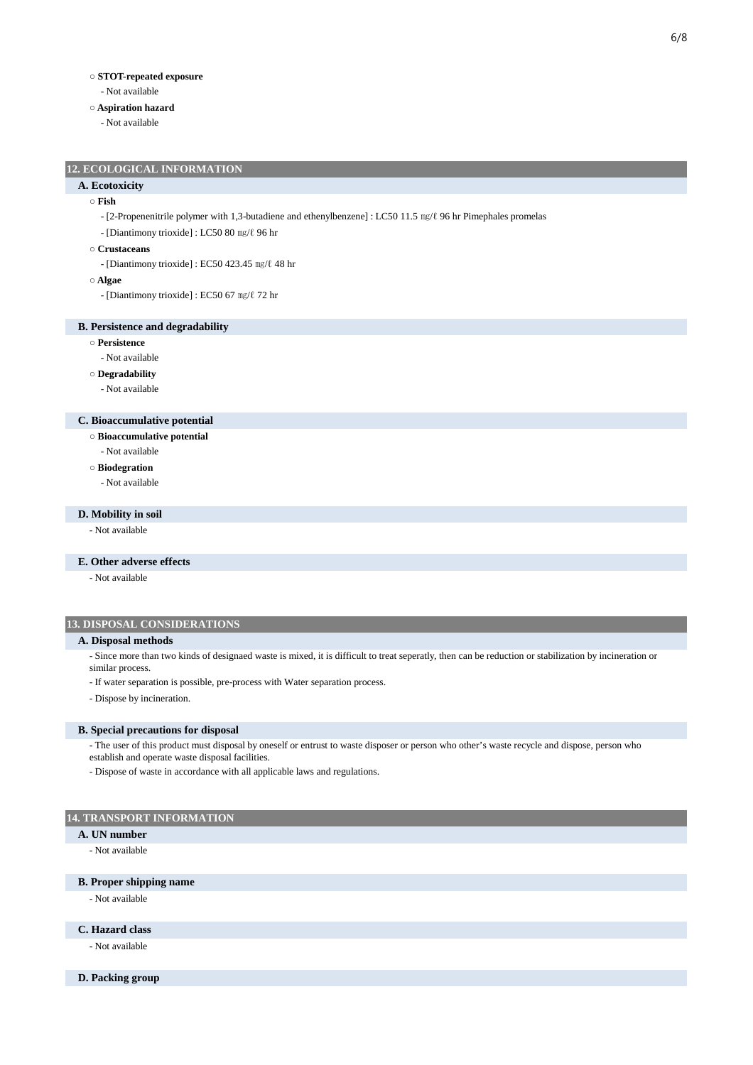○ **STOT-repeated exposure**

- Not available

○ **Aspiration hazard**

- Not available

## 12. ECOLOGICAL INFORMATION

### A. Ecotoxicity

○ **Fish**

- [2-Propenenitrile polymer with 1,3-butadiene and ethenylbenzene] : LC50 11.5 ㎎/ℓ 96 hr Pimephales promelas
- [Diantimony trioxide] : LC50 80 ㎎/ℓ 96 hr

○ **Crustaceans**

- [Diantimony trioxide] : EC50 423.45 ㎎/ℓ 48 hr

○ **Algae**

- [Diantimony trioxide] : EC50 67 ㎎/ℓ 72 hr

### B. Persistence and degradability

○ **Persistence**

- Not available

○ **Degradability**

- Not available

### C. Bioaccumulative potential

○ **Bioaccumulative potential**

- Not available

○ **Biodegration**

- Not available

### D. Mobility in soil

- Not available

### E. Other adverse effects

- Not available

## 13. DISPOSAL CONSIDERATIONS

### A. Disposal methods

- Since more than two kinds of designaed waste is mixed, it is difficult to treat seperatly, then can be reduction or stabilization by incineration or similar process.
- If water separation is possible, pre-process with Water separation process.
- Dispose by incineration.

### B. Special precautions for disposal

- The user of this product must disposal by oneself or entrust to waste disposer or person who other's waste recycle and dispose, person who establish and operate waste disposal facilities.
- Dispose of waste in accordance with all applicable laws and regulations.

## 14. TRANSPORT INFORMATION

### A. UN number

- Not available

### B. Proper shipping name

- Not available

### C. Hazard class

- Not available

### D. Packing group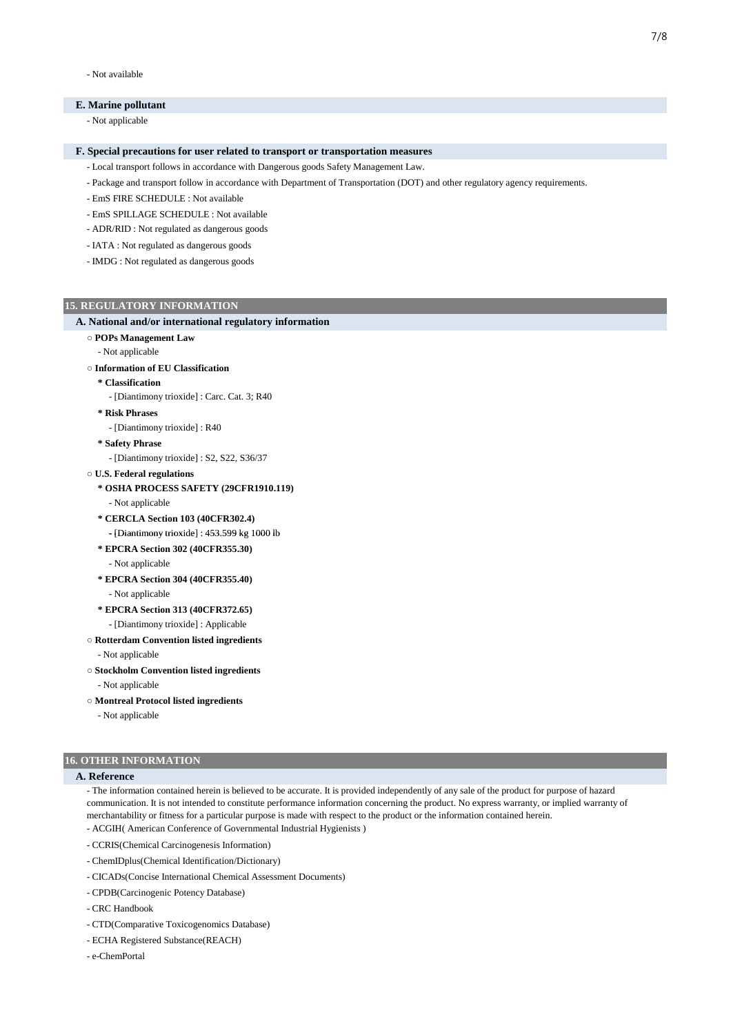- Not available

### E. Marine pollutant

- Not applicable

### F. Special precautions for user related to transport or transportation measures

- Local transport follows in accordance with Dangerous goods Safety Management Law.
- Package and transport follow in accordance with Department of Transportation (DOT) and other regulatory agency requirements.
- EmS FIRE SCHEDULE : Not available
- EmS SPILLAGE SCHEDULE : Not available
- ADR/RID : Not regulated as dangerous goods
- IATA : Not regulated as dangerous goods
- IMDG : Not regulated as dangerous goods

## 15. REGULATORY INFORMATION

### A. National and/or international regulatory information

○ **POPs Management Law**

- Not applicable

○ **Information of EU Classification**

**\* Classification**

- [Diantimony trioxide] : Carc. Cat. 3; R40

**\* Risk Phrases**

- [Diantimony trioxide] : R40

**\* Safety Phrase**

- [Diantimony trioxide] : S2, S22, S36/37

○ **U.S. Federal regulations**

**\* OSHA PROCESS SAFETY (29CFR1910.119)**

- Not applicable

**\* CERCLA Section 103 (40CFR302.4)**

- [Diantimony trioxide] : 453.599 kg 1000 lb

**\* EPCRA Section 302 (40CFR355.30)**

- Not applicable

**\* EPCRA Section 304 (40CFR355.40)**

- Not applicable

**\* EPCRA Section 313 (40CFR372.65)**

- [Diantimony trioxide] : Applicable

○ **Rotterdam Convention listed ingredients**

- Not applicable

○ **Stockholm Convention listed ingredients**

- Not applicable

○ **Montreal Protocol listed ingredients**

- Not applicable

## 16. OTHER INFORMATION

### A. Reference

- The information contained herein is believed to be accurate. It is provided independently of any sale of the product for purpose of hazard communication. It is not intended to constitute performance information concerning the product. No express warranty, or implied warranty of merchantability or fitness for a particular purpose is made with respect to the product or the information contained herein.
- ACGIH( American Conference of Governmental Industrial Hygienists )
- CCRIS(Chemical Carcinogenesis Information)
- ChemIDplus(Chemical Identification/Dictionary)
- CICADs(Concise International Chemical Assessment Documents)
- CPDB(Carcinogenic Potency Database)
- CRC Handbook
- CTD(Comparative Toxicogenomics Database)
- ECHA Registered Substance(REACH)
- e-ChemPortal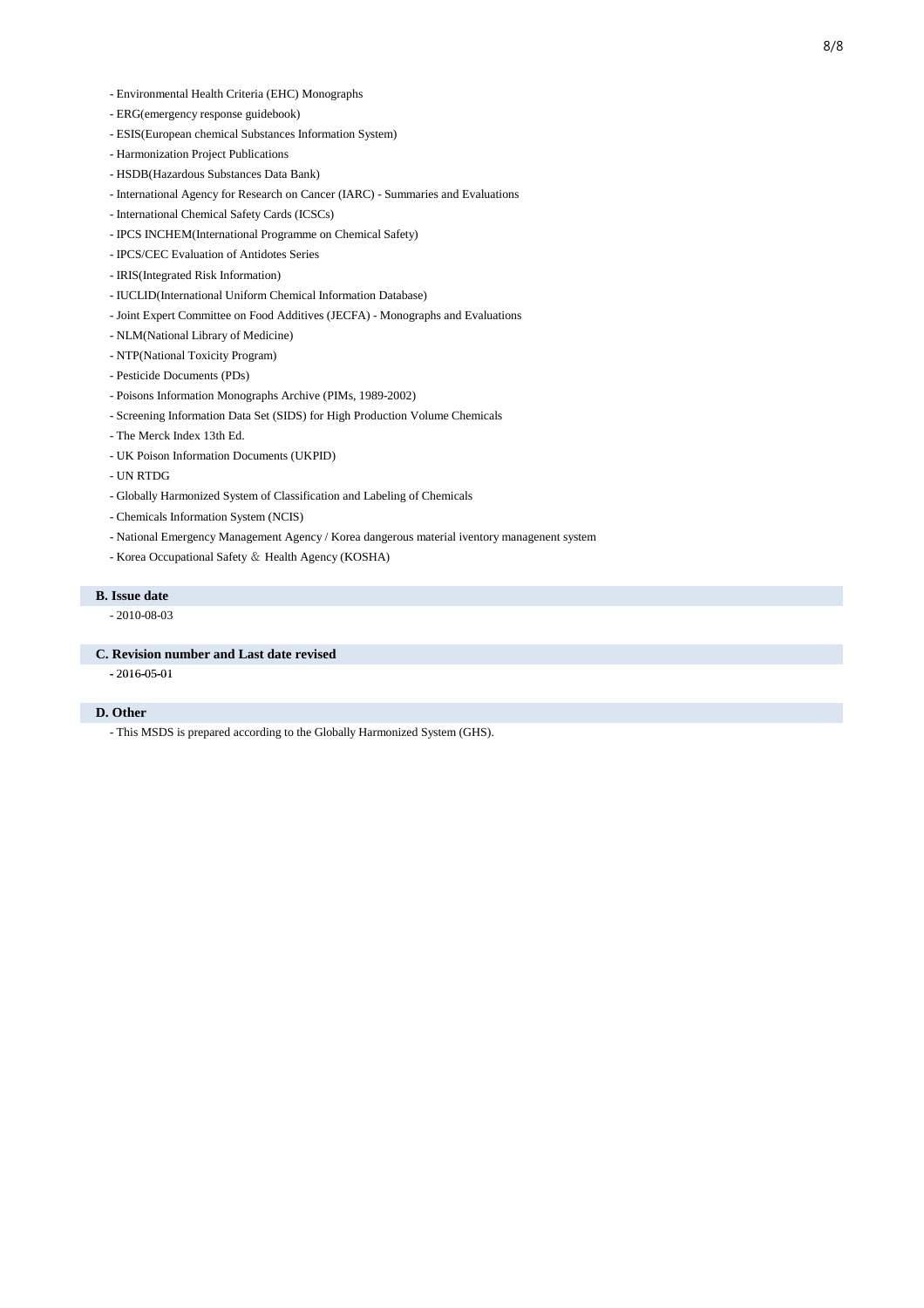- Environmental Health Criteria (EHC) Monographs
- ERG(emergency response guidebook)
- ESIS(European chemical Substances Information System)
- Harmonization Project Publications
- HSDB(Hazardous Substances Data Bank)
- International Agency for Research on Cancer (IARC) - Summaries and Evaluations
- International Chemical Safety Cards (ICSCs)
- IPCS INCHEM(International Programme on Chemical Safety)
- IPCS/CEC Evaluation of Antidotes Series
- IRIS(Integrated Risk Information)
- IUCLID(International Uniform Chemical Information Database)
- Joint Expert Committee on Food Additives (JECFA) - Monographs and Evaluations
- NLM(National Library of Medicine)
- NTP(National Toxicity Program)
- Pesticide Documents (PDs)
- Poisons Information Monographs Archive (PIMs, 1989-2002)
- Screening Information Data Set (SIDS) for High Production Volume Chemicals
- The Merck Index 13th Ed.
- UK Poison Information Documents (UKPID)
- UN RTDG
- Globally Harmonized System of Classification and Labeling of Chemicals
- Chemicals Information System (NCIS)
- National Emergency Management Agency / Korea dangerous material iventory managenent system
- Korea Occupational Safety ＆ Health Agency (KOSHA)

**B. Issue date**

- 2010-08-03

**C. Revision number and Last date revised**

- 2016-05-01

**D. Other**

- This MSDS is prepared according to the Globally Harmonized System (GHS).